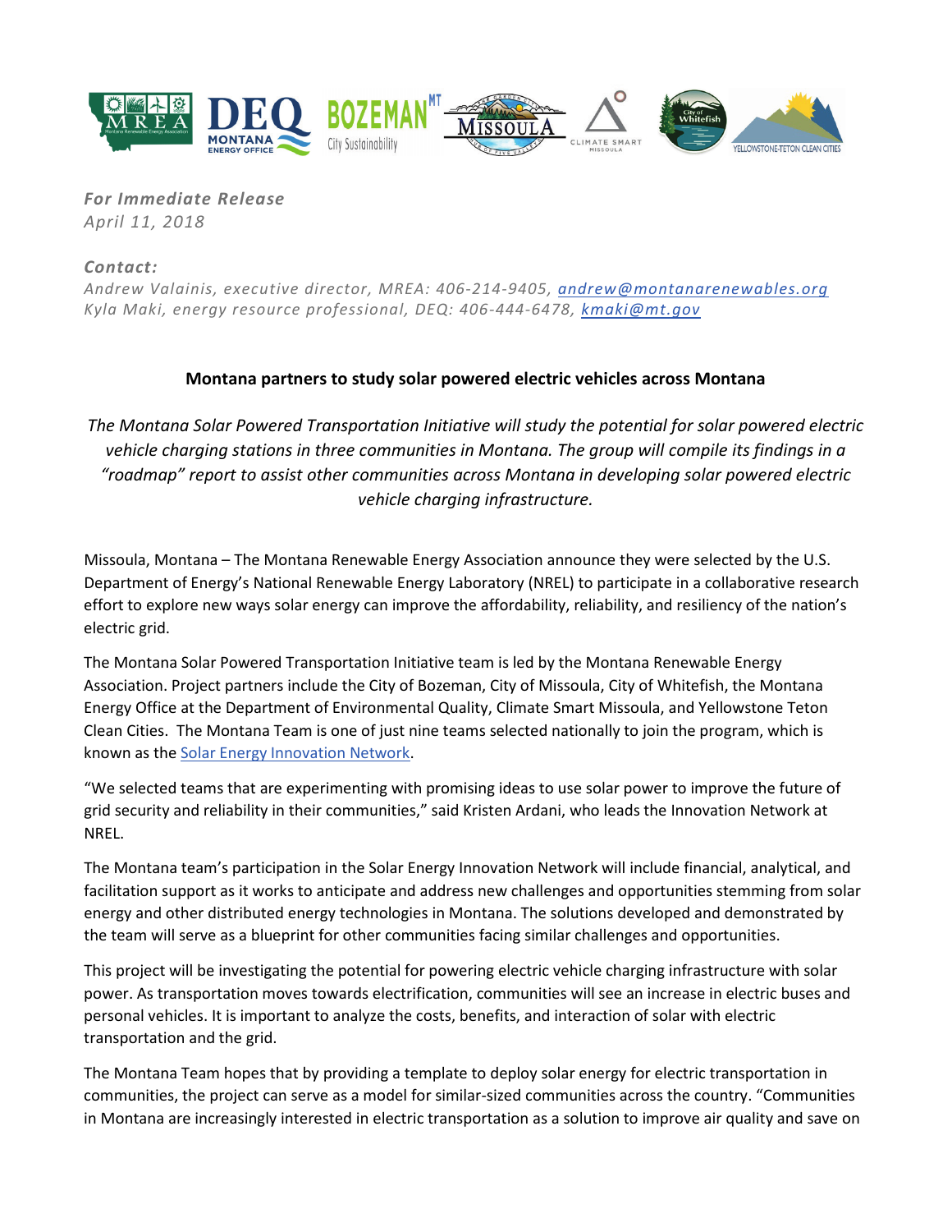*For Immediate Release*
*April 11, 2018*

***Contact:***
*Andrew Valainis, executive director, MREA: 406-214-9405, andrew@montanarenewables.org*
*Kyla Maki, energy resource professional, DEQ: 406-444-6478, kmaki@mt.gov*

**Montana partners to study solar powered electric vehicles across Montana**

*The Montana Solar Powered Transportation Initiative will study the potential for solar powered electric vehicle charging stations in three communities in Montana. The group will compile its findings in a "roadmap" report to assist other communities across Montana in developing solar powered electric vehicle charging infrastructure.*

Missoula, Montana – The Montana Renewable Energy Association announce they were selected by the U.S. Department of Energy's National Renewable Energy Laboratory (NREL) to participate in a collaborative research effort to explore new ways solar energy can improve the affordability, reliability, and resiliency of the nation's electric grid.

The Montana Solar Powered Transportation Initiative team is led by the Montana Renewable Energy Association. Project partners include the City of Bozeman, City of Missoula, City of Whitefish, the Montana Energy Office at the Department of Environmental Quality, Climate Smart Missoula, and Yellowstone Teton Clean Cities. The Montana Team is one of just nine teams selected nationally to join the program, which is known as the Solar Energy Innovation Network.

"We selected teams that are experimenting with promising ideas to use solar power to improve the future of grid security and reliability in their communities," said Kristen Ardani, who leads the Innovation Network at NREL.

The Montana team's participation in the Solar Energy Innovation Network will include financial, analytical, and facilitation support as it works to anticipate and address new challenges and opportunities stemming from solar energy and other distributed energy technologies in Montana. The solutions developed and demonstrated by the team will serve as a blueprint for other communities facing similar challenges and opportunities.

This project will be investigating the potential for powering electric vehicle charging infrastructure with solar power. As transportation moves towards electrification, communities will see an increase in electric buses and personal vehicles. It is important to analyze the costs, benefits, and interaction of solar with electric transportation and the grid.

The Montana Team hopes that by providing a template to deploy solar energy for electric transportation in communities, the project can serve as a model for similar-sized communities across the country. "Communities in Montana are increasingly interested in electric transportation as a solution to improve air quality and save on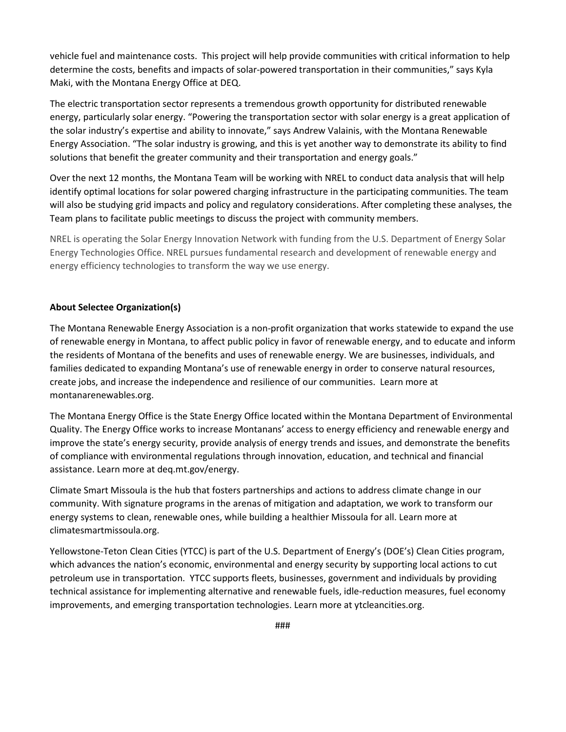vehicle fuel and maintenance costs. This project will help provide communities with critical information to help determine the costs, benefits and impacts of solar-powered transportation in their communities," says Kyla Maki, with the Montana Energy Office at DEQ.

The electric transportation sector represents a tremendous growth opportunity for distributed renewable energy, particularly solar energy. "Powering the transportation sector with solar energy is a great application of the solar industry's expertise and ability to innovate," says Andrew Valainis, with the Montana Renewable Energy Association. "The solar industry is growing, and this is yet another way to demonstrate its ability to find solutions that benefit the greater community and their transportation and energy goals."

Over the next 12 months, the Montana Team will be working with NREL to conduct data analysis that will help identify optimal locations for solar powered charging infrastructure in the participating communities. The team will also be studying grid impacts and policy and regulatory considerations. After completing these analyses, the Team plans to facilitate public meetings to discuss the project with community members.

NREL is operating the Solar Energy Innovation Network with funding from the U.S. Department of Energy Solar Energy Technologies Office. NREL pursues fundamental research and development of renewable energy and energy efficiency technologies to transform the way we use energy.

**About Selectee Organization(s)**

The Montana Renewable Energy Association is a non-profit organization that works statewide to expand the use of renewable energy in Montana, to affect public policy in favor of renewable energy, and to educate and inform the residents of Montana of the benefits and uses of renewable energy. We are businesses, individuals, and families dedicated to expanding Montana's use of renewable energy in order to conserve natural resources, create jobs, and increase the independence and resilience of our communities. Learn more at montanarenewables.org.

The Montana Energy Office is the State Energy Office located within the Montana Department of Environmental Quality. The Energy Office works to increase Montanans' access to energy efficiency and renewable energy and improve the state's energy security, provide analysis of energy trends and issues, and demonstrate the benefits of compliance with environmental regulations through innovation, education, and technical and financial assistance. Learn more at deq.mt.gov/energy.

Climate Smart Missoula is the hub that fosters partnerships and actions to address climate change in our community. With signature programs in the arenas of mitigation and adaptation, we work to transform our energy systems to clean, renewable ones, while building a healthier Missoula for all. Learn more at climatesmartmissoula.org.

Yellowstone-Teton Clean Cities (YTCC) is part of the U.S. Department of Energy's (DOE's) Clean Cities program, which advances the nation's economic, environmental and energy security by supporting local actions to cut petroleum use in transportation. YTCC supports fleets, businesses, government and individuals by providing technical assistance for implementing alternative and renewable fuels, idle-reduction measures, fuel economy improvements, and emerging transportation technologies. Learn more at ytcleancities.org.

###